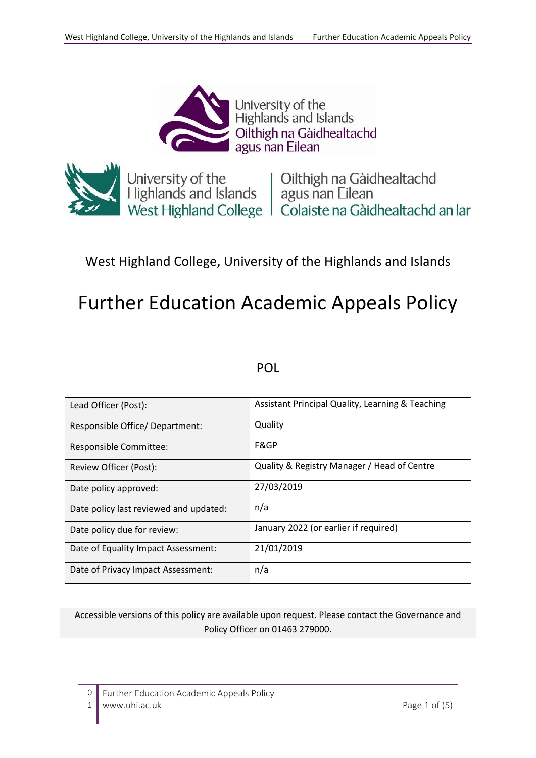West Highland College, University of the Highlands and Islands

# Further Education Academic Appeals Policy

POL

| Lead Officer (Post): | Assistant Principal Quality, Learning & Teaching |
|---|---|
| Responsible Office/ Department: | Quality |
| Responsible Committee: | F&GP |
| Review Officer (Post): | Quality & Registry Manager / Head of Centre |
| Date policy approved: | 27/03/2019 |
| Date policy last reviewed and updated: | n/a |
| Date policy due for review: | January 2022 (or earlier if required) |
| Date of Equality Impact Assessment: | 21/01/2019 |
| Date of Privacy Impact Assessment: | n/a |

Accessible versions of this policy are available upon request. Please contact the Governance and Policy Officer on 01463 279000.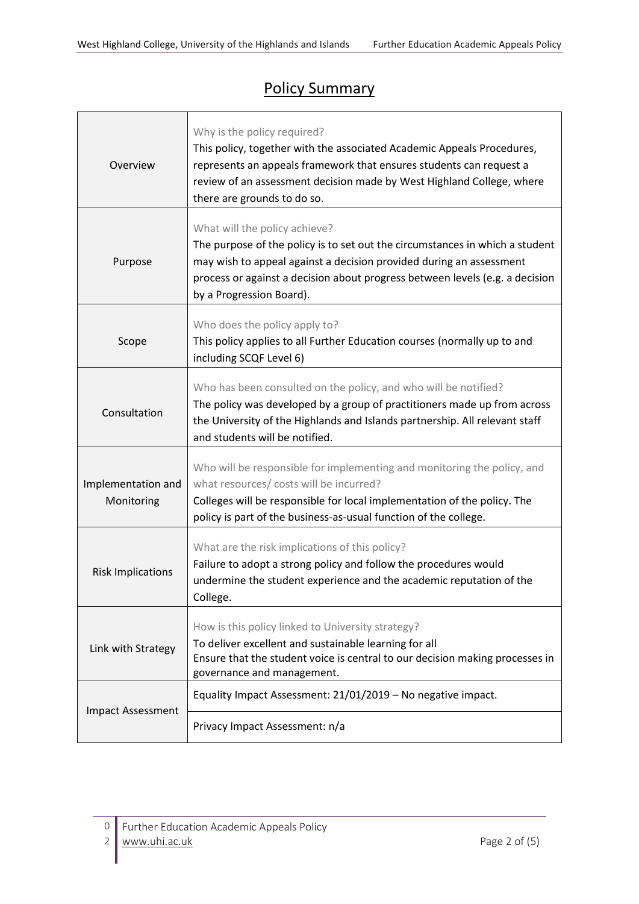## Policy Summary

| | |
|---|---|
| Overview | Why is the policy required?<br>This policy, together with the associated Academic Appeals Procedures, represents an appeals framework that ensures students can request a review of an assessment decision made by West Highland College, where there are grounds to do so. |
| Purpose | What will the policy achieve?<br>The purpose of the policy is to set out the circumstances in which a student may wish to appeal against a decision provided during an assessment process or against a decision about progress between levels (e.g. a decision by a Progression Board). |
| Scope | Who does the policy apply to?<br>This policy applies to all Further Education courses (normally up to and including SCQF Level 6) |
| Consultation | Who has been consulted on the policy, and who will be notified?<br>The policy was developed by a group of practitioners made up from across the University of the Highlands and Islands partnership. All relevant staff and students will be notified. |
| Implementation and Monitoring | Who will be responsible for implementing and monitoring the policy, and what resources/ costs will be incurred?<br>Colleges will be responsible for local implementation of the policy. The policy is part of the business-as-usual function of the college. |
| Risk Implications | What are the risk implications of this policy?<br>Failure to adopt a strong policy and follow the procedures would undermine the student experience and the academic reputation of the College. |
| Link with Strategy | How is this policy linked to University strategy?<br>To deliver excellent and sustainable learning for all<br>Ensure that the student voice is central to our decision making processes in governance and management. |
| Impact Assessment | Equality Impact Assessment: 21/01/2019 – No negative impact. |
| | Privacy Impact Assessment: n/a |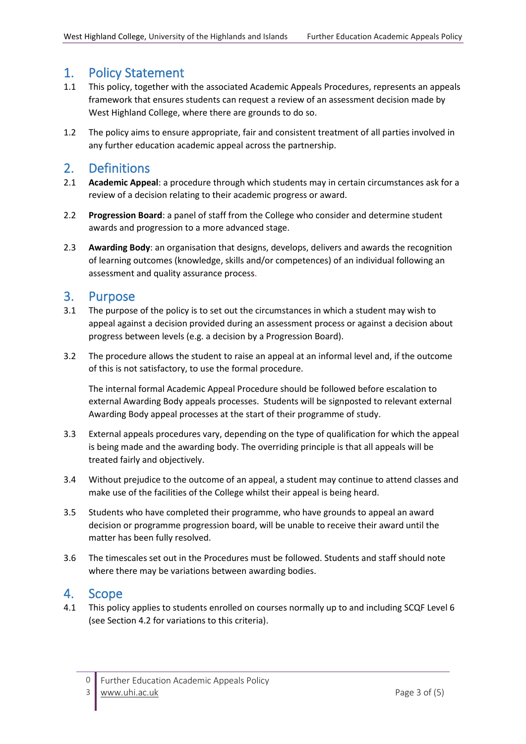## 1. Policy Statement

1.1 This policy, together with the associated Academic Appeals Procedures, represents an appeals framework that ensures students can request a review of an assessment decision made by West Highland College, where there are grounds to do so.

1.2 The policy aims to ensure appropriate, fair and consistent treatment of all parties involved in any further education academic appeal across the partnership.

## 2. Definitions

2.1 **Academic Appeal**: a procedure through which students may in certain circumstances ask for a review of a decision relating to their academic progress or award.

2.2 **Progression Board**: a panel of staff from the College who consider and determine student awards and progression to a more advanced stage.

2.3 **Awarding Body**: an organisation that designs, develops, delivers and awards the recognition of learning outcomes (knowledge, skills and/or competences) of an individual following an assessment and quality assurance process.

## 3. Purpose

3.1 The purpose of the policy is to set out the circumstances in which a student may wish to appeal against a decision provided during an assessment process or against a decision about progress between levels (e.g. a decision by a Progression Board).

3.2 The procedure allows the student to raise an appeal at an informal level and, if the outcome of this is not satisfactory, to use the formal procedure.

The internal formal Academic Appeal Procedure should be followed before escalation to external Awarding Body appeals processes. Students will be signposted to relevant external Awarding Body appeal processes at the start of their programme of study.

3.3 External appeals procedures vary, depending on the type of qualification for which the appeal is being made and the awarding body. The overriding principle is that all appeals will be treated fairly and objectively.

3.4 Without prejudice to the outcome of an appeal, a student may continue to attend classes and make use of the facilities of the College whilst their appeal is being heard.

3.5 Students who have completed their programme, who have grounds to appeal an award decision or programme progression board, will be unable to receive their award until the matter has been fully resolved.

3.6 The timescales set out in the Procedures must be followed. Students and staff should note where there may be variations between awarding bodies.

## 4. Scope

4.1 This policy applies to students enrolled on courses normally up to and including SCQF Level 6 (see Section 4.2 for variations to this criteria).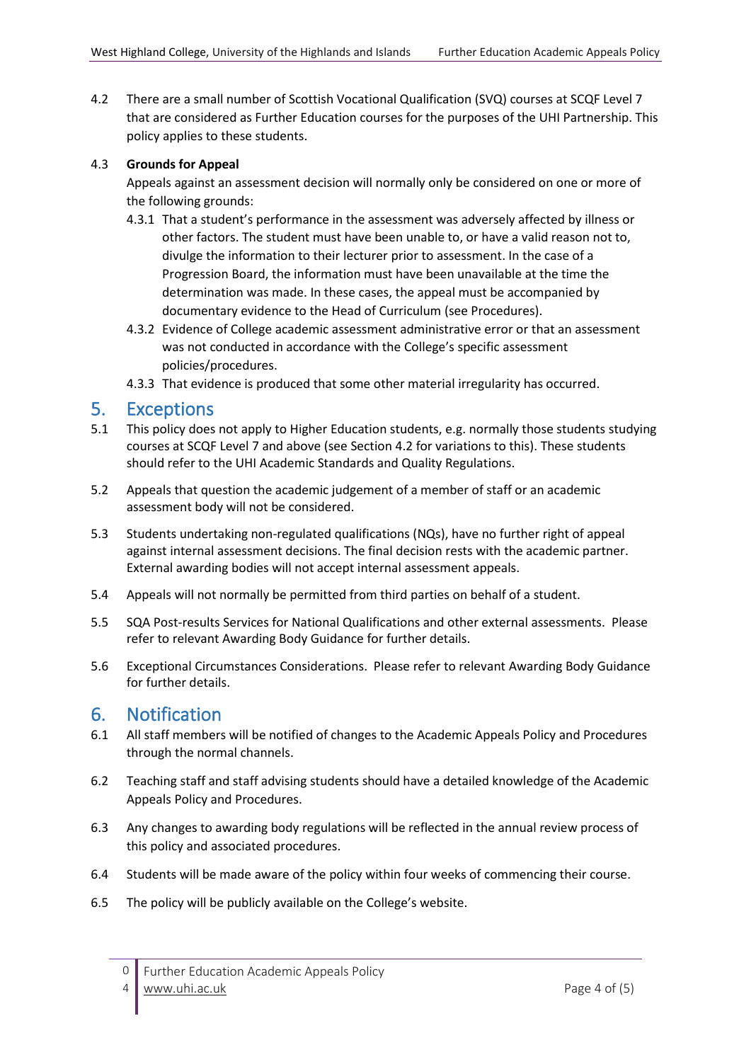4.2 There are a small number of Scottish Vocational Qualification (SVQ) courses at SCQF Level 7 that are considered as Further Education courses for the purposes of the UHI Partnership. This policy applies to these students.

4.3 **Grounds for Appeal**

Appeals against an assessment decision will normally only be considered on one or more of the following grounds:

4.3.1 That a student's performance in the assessment was adversely affected by illness or other factors. The student must have been unable to, or have a valid reason not to, divulge the information to their lecturer prior to assessment. In the case of a Progression Board, the information must have been unavailable at the time the determination was made. In these cases, the appeal must be accompanied by documentary evidence to the Head of Curriculum (see Procedures).

4.3.2 Evidence of College academic assessment administrative error or that an assessment was not conducted in accordance with the College's specific assessment policies/procedures.

4.3.3 That evidence is produced that some other material irregularity has occurred.

## 5. Exceptions

5.1 This policy does not apply to Higher Education students, e.g. normally those students studying courses at SCQF Level 7 and above (see Section 4.2 for variations to this). These students should refer to the UHI Academic Standards and Quality Regulations.

5.2 Appeals that question the academic judgement of a member of staff or an academic assessment body will not be considered.

5.3 Students undertaking non-regulated qualifications (NQs), have no further right of appeal against internal assessment decisions. The final decision rests with the academic partner. External awarding bodies will not accept internal assessment appeals.

5.4 Appeals will not normally be permitted from third parties on behalf of a student.

5.5 SQA Post-results Services for National Qualifications and other external assessments. Please refer to relevant Awarding Body Guidance for further details.

5.6 Exceptional Circumstances Considerations. Please refer to relevant Awarding Body Guidance for further details.

## 6. Notification

6.1 All staff members will be notified of changes to the Academic Appeals Policy and Procedures through the normal channels.

6.2 Teaching staff and staff advising students should have a detailed knowledge of the Academic Appeals Policy and Procedures.

6.3 Any changes to awarding body regulations will be reflected in the annual review process of this policy and associated procedures.

6.4 Students will be made aware of the policy within four weeks of commencing their course.

6.5 The policy will be publicly available on the College's website.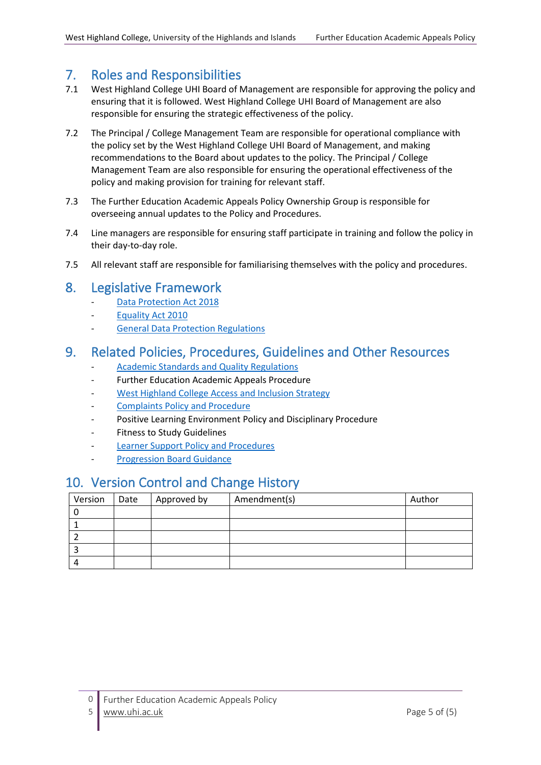## 7. Roles and Responsibilities

7.1 West Highland College UHI Board of Management are responsible for approving the policy and ensuring that it is followed. West Highland College UHI Board of Management are also responsible for ensuring the strategic effectiveness of the policy.

7.2 The Principal / College Management Team are responsible for operational compliance with the policy set by the West Highland College UHI Board of Management, and making recommendations to the Board about updates to the policy. The Principal / College Management Team are also responsible for ensuring the operational effectiveness of the policy and making provision for training for relevant staff.

7.3 The Further Education Academic Appeals Policy Ownership Group is responsible for overseeing annual updates to the Policy and Procedures.

7.4 Line managers are responsible for ensuring staff participate in training and follow the policy in their day-to-day role.

7.5 All relevant staff are responsible for familiarising themselves with the policy and procedures.

## 8. Legislative Framework

- Data Protection Act 2018
- Equality Act 2010
- General Data Protection Regulations

## 9. Related Policies, Procedures, Guidelines and Other Resources

- Academic Standards and Quality Regulations
- Further Education Academic Appeals Procedure
- West Highland College Access and Inclusion Strategy
- Complaints Policy and Procedure
- Positive Learning Environment Policy and Disciplinary Procedure
- Fitness to Study Guidelines
- Learner Support Policy and Procedures
- Progression Board Guidance

## 10. Version Control and Change History

| Version | Date | Approved by | Amendment(s) | Author |
|---|---|---|---|---|
| 0 | | | | |
| 1 | | | | |
| 2 | | | | |
| 3 | | | | |
| 4 | | | | |